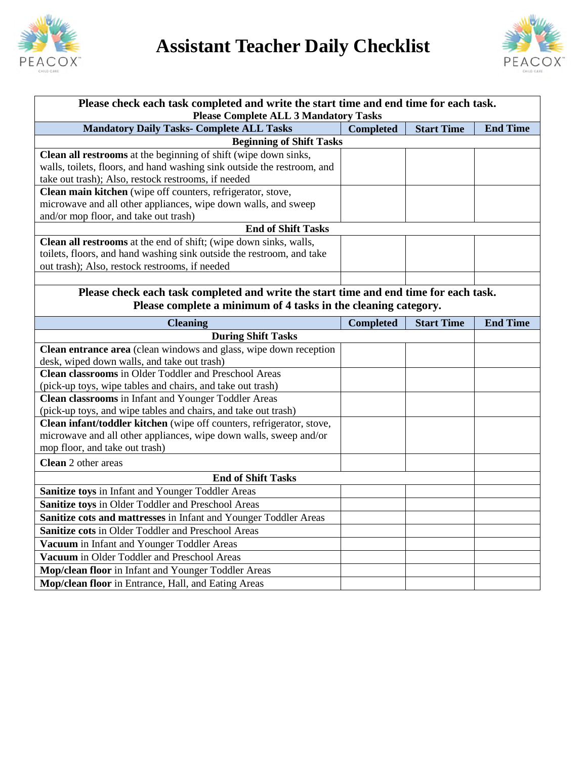# Assistant Teacher Daily Checklist

| Please check each task completed and write the start time and end time for each task. Please Complete ALL 3 Mandatory Tasks | | | |
|---|---|---|---|
| **Mandatory Daily Tasks- Complete ALL Tasks** | **Completed** | **Start Time** | **End Time** |
| **Beginning of Shift Tasks** | | | |
| **Clean all restrooms** at the beginning of shift (wipe down sinks, walls, toilets, floors, and hand washing sink outside the restroom, and take out trash); Also, restock restrooms, if needed | | | |
| **Clean main kitchen** (wipe off counters, refrigerator, stove, microwave and all other appliances, wipe down walls, and sweep and/or mop floor, and take out trash) | | | |
| **End of Shift Tasks** | | | |
| **Clean all restrooms** at the end of shift; (wipe down sinks, walls, toilets, floors, and hand washing sink outside the restroom, and take out trash); Also, restock restrooms, if needed | | | |
| | | | |

| Please check each task completed and write the start time and end time for each task. Please complete a minimum of 4 tasks in the cleaning category. | | | |
|---|---|---|---|
| **Cleaning** | **Completed** | **Start Time** | **End Time** |
| **During Shift Tasks** | | | |
| **Clean entrance area** (clean windows and glass, wipe down reception desk, wiped down walls, and take out trash) | | | |
| **Clean classrooms** in Older Toddler and Preschool Areas (pick-up toys, wipe tables and chairs, and take out trash) | | | |
| **Clean classrooms** in Infant and Younger Toddler Areas (pick-up toys, and wipe tables and chairs, and take out trash) | | | |
| **Clean infant/toddler kitchen** (wipe off counters, refrigerator, stove, microwave and all other appliances, wipe down walls, sweep and/or mop floor, and take out trash) | | | |
| **Clean** 2 other areas | | | |
| **End of Shift Tasks** | | | |
| **Sanitize toys** in Infant and Younger Toddler Areas | | | |
| **Sanitize toys** in Older Toddler and Preschool Areas | | | |
| **Sanitize cots and mattresses** in Infant and Younger Toddler Areas | | | |
| **Sanitize cots** in Older Toddler and Preschool Areas | | | |
| **Vacuum** in Infant and Younger Toddler Areas | | | |
| **Vacuum** in Older Toddler and Preschool Areas | | | |
| **Mop/clean floor** in Infant and Younger Toddler Areas | | | |
| **Mop/clean floor** in Entrance, Hall, and Eating Areas | | | |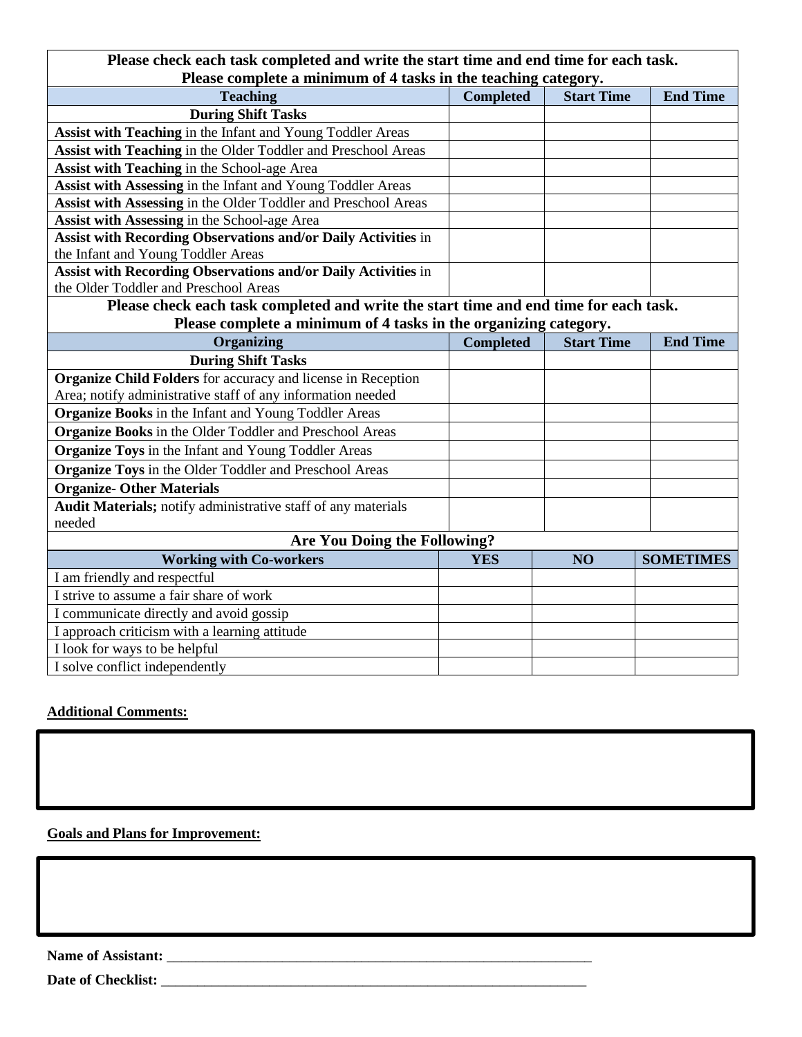| Please check each task completed and write the start time and end time for each task. Please complete a minimum of 4 tasks in the teaching category. | | | |
|---|---|---|---|
| **Teaching** | **Completed** | **Start Time** | **End Time** |
| **During Shift Tasks** | | | |
| **Assist with Teaching** in the Infant and Young Toddler Areas | | | |
| **Assist with Teaching** in the Older Toddler and Preschool Areas | | | |
| **Assist with Teaching** in the School-age Area | | | |
| **Assist with Assessing** in the Infant and Young Toddler Areas | | | |
| **Assist with Assessing** in the Older Toddler and Preschool Areas | | | |
| **Assist with Assessing** in the School-age Area | | | |
| **Assist with Recording Observations and/or Daily Activities** in the Infant and Young Toddler Areas | | | |
| **Assist with Recording Observations and/or Daily Activities** in the Older Toddler and Preschool Areas | | | |

| Please check each task completed and write the start time and end time for each task. Please complete a minimum of 4 tasks in the organizing category. | | | |
|---|---|---|---|
| **Organizing** | **Completed** | **Start Time** | **End Time** |
| **During Shift Tasks** | | | |
| **Organize Child Folders** for accuracy and license in Reception Area; notify administrative staff of any information needed | | | |
| **Organize Books** in the Infant and Young Toddler Areas | | | |
| **Organize Books** in the Older Toddler and Preschool Areas | | | |
| **Organize Toys** in the Infant and Young Toddler Areas | | | |
| **Organize Toys** in the Older Toddler and Preschool Areas | | | |
| **Organize- Other Materials** | | | |
| **Audit Materials;** notify administrative staff of any materials needed | | | |

| Are You Doing the Following? | | | |
|---|---|---|---|
| **Working with Co-workers** | **YES** | **NO** | **SOMETIMES** |
| I am friendly and respectful | | | |
| I strive to assume a fair share of work | | | |
| I communicate directly and avoid gossip | | | |
| I approach criticism with a learning attitude | | | |
| I look for ways to be helpful | | | |
| I solve conflict independently | | | |

**Additional Comments:**

**Goals and Plans for Improvement:**

**Name of Assistant:** ________________________________________________________________

**Date of Checklist:** ________________________________________________________________